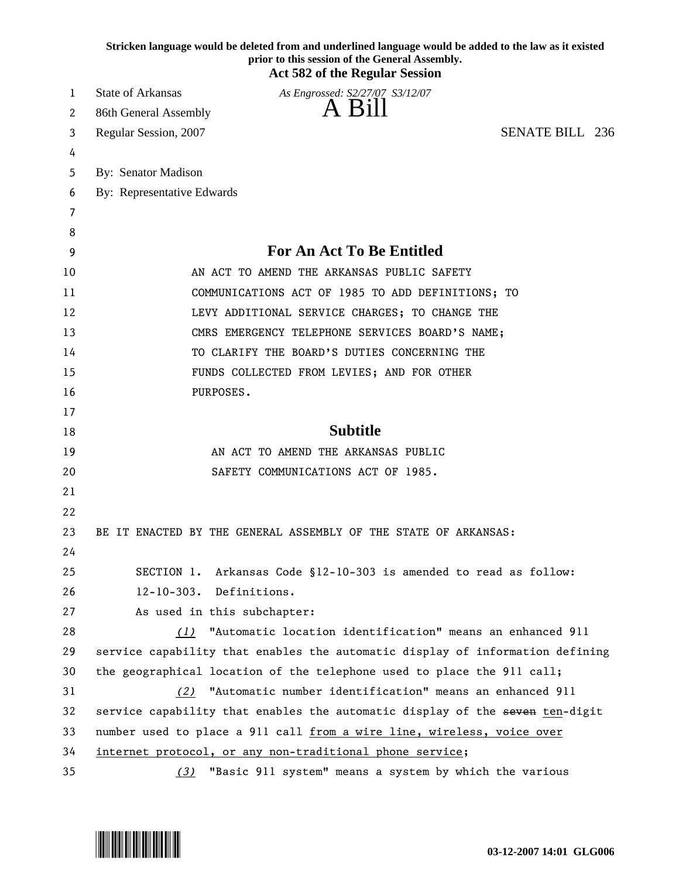**Stricken language would be deleted from and underlined language would be added to the law as it existed prior to this session of the General Assembly.**

**Act 582 of the Regular Session**

State of Arkansas *As Engrossed: S2/27/07 S3/12/07*

86th General Assembly **A Bill**

Regular Session, 2007 SENATE BILL 236

By: Senator Madison

By: Representative Edwards

## For An Act To Be Entitled

AN ACT TO AMEND THE ARKANSAS PUBLIC SAFETY COMMUNICATIONS ACT OF 1985 TO ADD DEFINITIONS; TO LEVY ADDITIONAL SERVICE CHARGES; TO CHANGE THE CMRS EMERGENCY TELEPHONE SERVICES BOARD'S NAME; TO CLARIFY THE BOARD'S DUTIES CONCERNING THE FUNDS COLLECTED FROM LEVIES; AND FOR OTHER PURPOSES.

## Subtitle

AN ACT TO AMEND THE ARKANSAS PUBLIC SAFETY COMMUNICATIONS ACT OF 1985.

BE IT ENACTED BY THE GENERAL ASSEMBLY OF THE STATE OF ARKANSAS:

SECTION 1. Arkansas Code §12-10-303 is amended to read as follow:

12-10-303. Definitions.

As used in this subchapter:

*(1)* "Automatic location identification" means an enhanced 911 service capability that enables the automatic display of information defining the geographical location of the telephone used to place the 911 call;

*(2)* "Automatic number identification" means an enhanced 911 service capability that enables the automatic display of the ~~seven~~ ten-digit number used to place a 911 call from a wire line, wireless, voice over internet protocol, or any non-traditional phone service;

*(3)* "Basic 911 system" means a system by which the various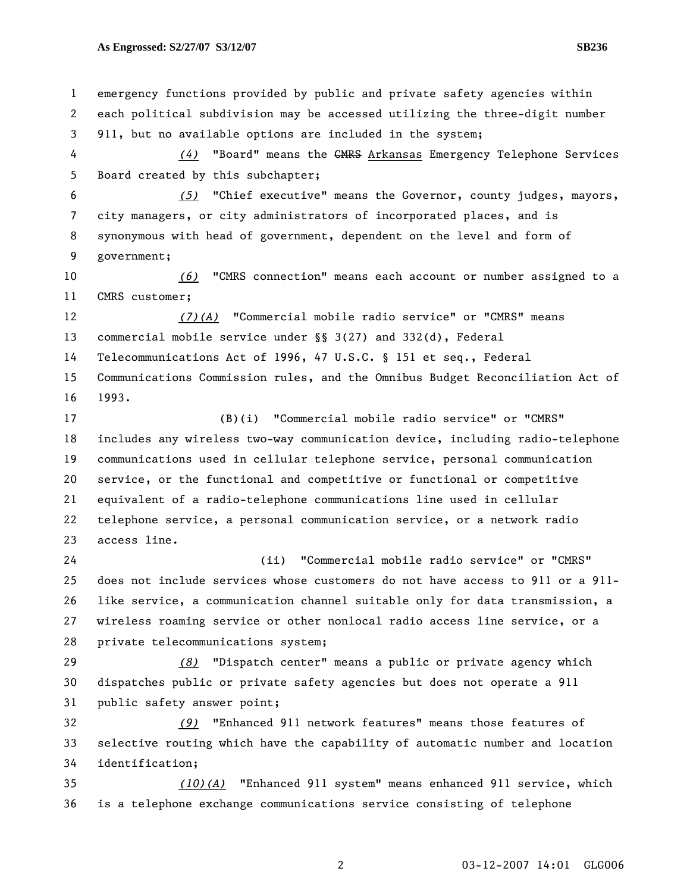emergency functions provided by public and private safety agencies within each political subdivision may be accessed utilizing the three-digit number 911, but no available options are included in the system;

*(4)* "Board" means the ~~CMRS~~ Arkansas Emergency Telephone Services Board created by this subchapter;

*(5)* "Chief executive" means the Governor, county judges, mayors, city managers, or city administrators of incorporated places, and is synonymous with head of government, dependent on the level and form of government;

*(6)* "CMRS connection" means each account or number assigned to a CMRS customer;

*(7)(A)* "Commercial mobile radio service" or "CMRS" means commercial mobile service under §§ 3(27) and 332(d), Federal Telecommunications Act of 1996, 47 U.S.C. § 151 et seq., Federal Communications Commission rules, and the Omnibus Budget Reconciliation Act of 1993.

(B)(i) "Commercial mobile radio service" or "CMRS" includes any wireless two-way communication device, including radio-telephone communications used in cellular telephone service, personal communication service, or the functional and competitive or functional or competitive equivalent of a radio-telephone communications line used in cellular telephone service, a personal communication service, or a network radio access line.

(ii) "Commercial mobile radio service" or "CMRS" does not include services whose customers do not have access to 911 or a 911-like service, a communication channel suitable only for data transmission, a wireless roaming service or other nonlocal radio access line service, or a private telecommunications system;

*(8)* "Dispatch center" means a public or private agency which dispatches public or private safety agencies but does not operate a 911 public safety answer point;

*(9)* "Enhanced 911 network features" means those features of selective routing which have the capability of automatic number and location identification;

*(10)(A)* "Enhanced 911 system" means enhanced 911 service, which is a telephone exchange communications service consisting of telephone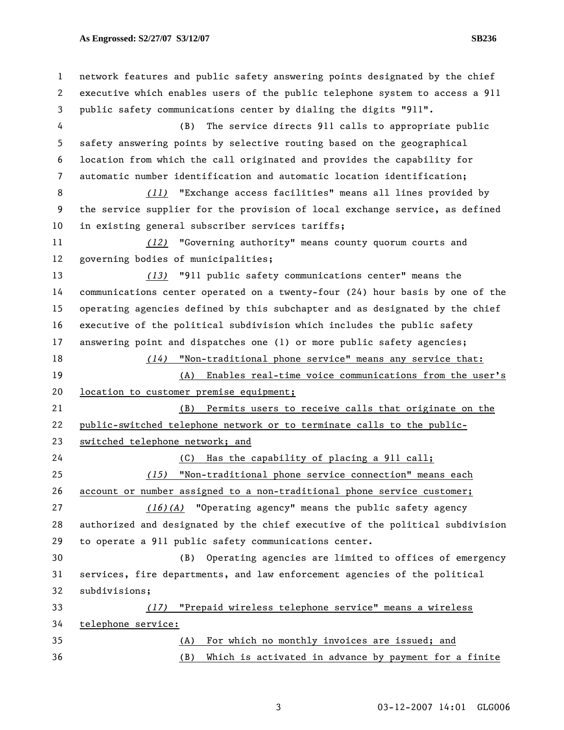network features and public safety answering points designated by the chief executive which enables users of the public telephone system to access a 911 public safety communications center by dialing the digits "911".

(B) The service directs 911 calls to appropriate public safety answering points by selective routing based on the geographical location from which the call originated and provides the capability for automatic number identification and automatic location identification;

*(11)* "Exchange access facilities" means all lines provided by the service supplier for the provision of local exchange service, as defined in existing general subscriber services tariffs;

*(12)* "Governing authority" means county quorum courts and governing bodies of municipalities;

*(13)* "911 public safety communications center" means the communications center operated on a twenty-four (24) hour basis by one of the operating agencies defined by this subchapter and as designated by the chief executive of the political subdivision which includes the public safety answering point and dispatches one (1) or more public safety agencies;

*(14)* <u>"Non-traditional phone service" means any service that:</u>

<u>(A) Enables real-time voice communications from the user's location to customer premise equipment;</u>

<u>(B) Permits users to receive calls that originate on the public-switched telephone network or to terminate calls to the public-switched telephone network; and</u>

<u>(C) Has the capability of placing a 911 call;</u>

*(15)* <u>"Non-traditional phone service connection" means each account or number assigned to a non-traditional phone service customer;</u>

*(16)(A)* "Operating agency" means the public safety agency authorized and designated by the chief executive of the political subdivision to operate a 911 public safety communications center.

(B) Operating agencies are limited to offices of emergency services, fire departments, and law enforcement agencies of the political subdivisions;

*(17)* <u>"Prepaid wireless telephone service" means a wireless telephone service:</u>

<u>(A) For which no monthly invoices are issued; and</u>

<u>(B) Which is activated in advance by payment for a finite</u>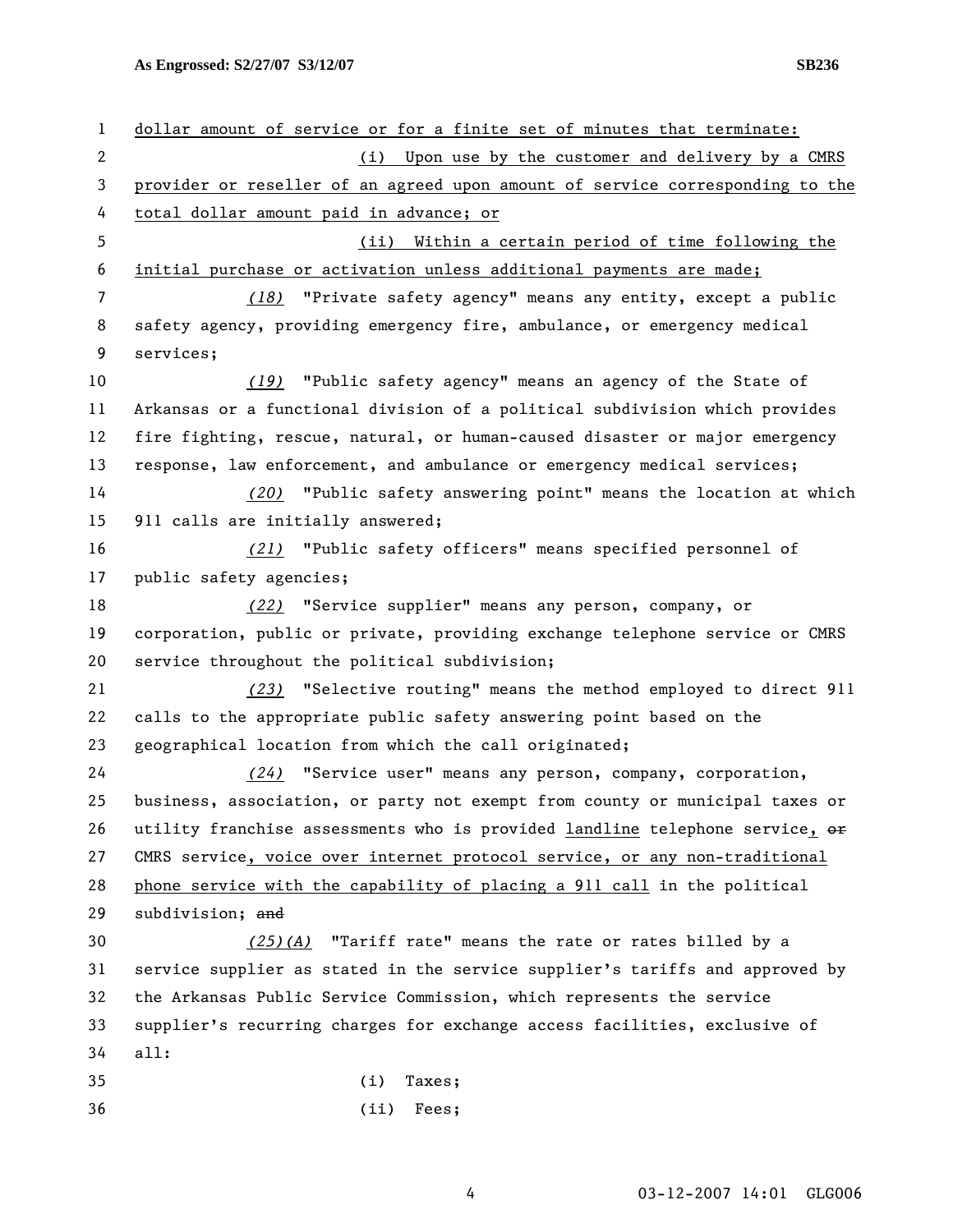dollar amount of service or for a finite set of minutes that terminate:

(i) Upon use by the customer and delivery by a CMRS provider or reseller of an agreed upon amount of service corresponding to the total dollar amount paid in advance; or

(ii) Within a certain period of time following the initial purchase or activation unless additional payments are made;

*(18)* "Private safety agency" means any entity, except a public safety agency, providing emergency fire, ambulance, or emergency medical services;

*(19)* "Public safety agency" means an agency of the State of Arkansas or a functional division of a political subdivision which provides fire fighting, rescue, natural, or human-caused disaster or major emergency response, law enforcement, and ambulance or emergency medical services;

*(20)* "Public safety answering point" means the location at which 911 calls are initially answered;

*(21)* "Public safety officers" means specified personnel of public safety agencies;

*(22)* "Service supplier" means any person, company, or corporation, public or private, providing exchange telephone service or CMRS service throughout the political subdivision;

*(23)* "Selective routing" means the method employed to direct 911 calls to the appropriate public safety answering point based on the geographical location from which the call originated;

*(24)* "Service user" means any person, company, corporation, business, association, or party not exempt from county or municipal taxes or utility franchise assessments who is provided landline telephone service, ~~or~~ CMRS service, voice over internet protocol service, or any non-traditional phone service with the capability of placing a 911 call in the political subdivision; ~~and~~

*(25)(A)* "Tariff rate" means the rate or rates billed by a service supplier as stated in the service supplier's tariffs and approved by the Arkansas Public Service Commission, which represents the service supplier's recurring charges for exchange access facilities, exclusive of all:

(i) Taxes;

(ii) Fees;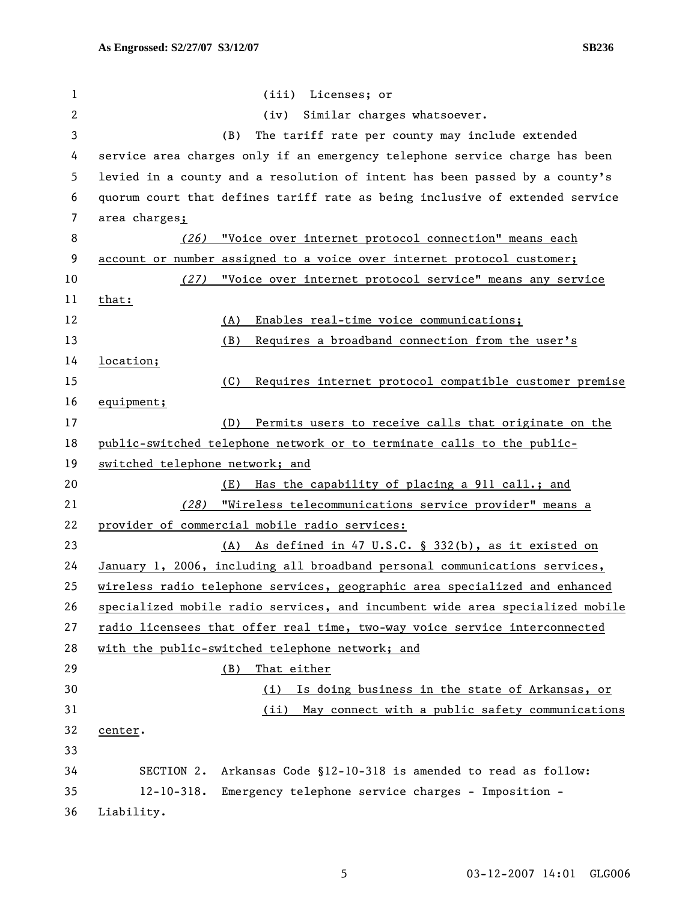(iii) Licenses; or

(iv) Similar charges whatsoever.

(B) The tariff rate per county may include extended service area charges only if an emergency telephone service charge has been levied in a county and a resolution of intent has been passed by a county's quorum court that defines tariff rate as being inclusive of extended service area charges;

*(26)* "Voice over internet protocol connection" means each account or number assigned to a voice over internet protocol customer;

*(27)* "Voice over internet protocol service" means any service that:

(A) Enables real-time voice communications;

(B) Requires a broadband connection from the user's location;

(C) Requires internet protocol compatible customer premise equipment;

(D) Permits users to receive calls that originate on the public-switched telephone network or to terminate calls to the public-switched telephone network; and

(E) Has the capability of placing a 911 call.; and

*(28)* "Wireless telecommunications service provider" means a provider of commercial mobile radio services:

(A) As defined in 47 U.S.C. § 332(b), as it existed on January 1, 2006, including all broadband personal communications services, wireless radio telephone services, geographic area specialized and enhanced specialized mobile radio services, and incumbent wide area specialized mobile radio licensees that offer real time, two-way voice service interconnected with the public-switched telephone network; and

(B) That either

(i) Is doing business in the state of Arkansas, or

(ii) May connect with a public safety communications center.

SECTION 2. Arkansas Code §12-10-318 is amended to read as follow:

12-10-318. Emergency telephone service charges - Imposition - Liability.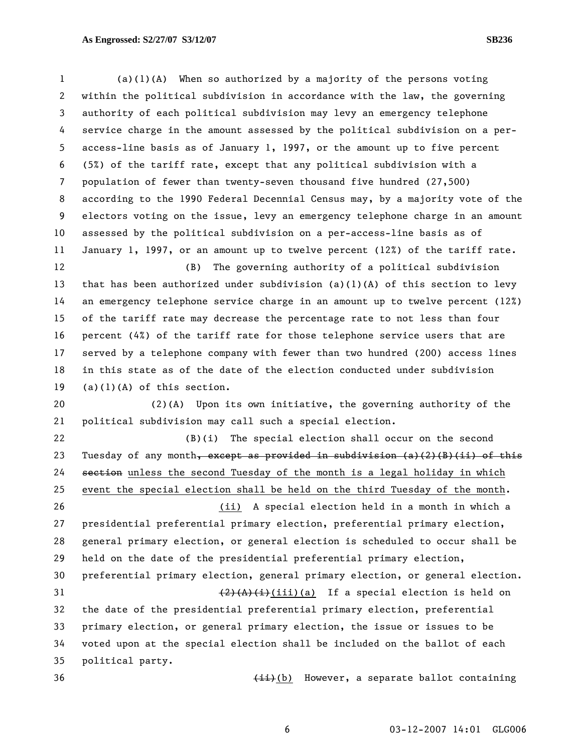(a)(1)(A) When so authorized by a majority of the persons voting within the political subdivision in accordance with the law, the governing authority of each political subdivision may levy an emergency telephone service charge in the amount assessed by the political subdivision on a per-access-line basis as of January 1, 1997, or the amount up to five percent (5%) of the tariff rate, except that any political subdivision with a population of fewer than twenty-seven thousand five hundred (27,500) according to the 1990 Federal Decennial Census may, by a majority vote of the electors voting on the issue, levy an emergency telephone charge in an amount assessed by the political subdivision on a per-access-line basis as of January 1, 1997, or an amount up to twelve percent (12%) of the tariff rate.

(B) The governing authority of a political subdivision that has been authorized under subdivision (a)(1)(A) of this section to levy an emergency telephone service charge in an amount up to twelve percent (12%) of the tariff rate may decrease the percentage rate to not less than four percent (4%) of the tariff rate for those telephone service users that are served by a telephone company with fewer than two hundred (200) access lines in this state as of the date of the election conducted under subdivision (a)(1)(A) of this section.

(2)(A) Upon its own initiative, the governing authority of the political subdivision may call such a special election.

(B)(i) The special election shall occur on the second Tuesday of any month~~, except as provided in subdivision (a)(2)(B)(ii) of this section~~ unless the second Tuesday of the month is a legal holiday in which event the special election shall be held on the third Tuesday of the month.

(ii) A special election held in a month in which a presidential preferential primary election, preferential primary election, general primary election, or general election is scheduled to occur shall be held on the date of the presidential preferential primary election, preferential primary election, general primary election, or general election.

~~(2)(A)(i)~~(iii)(a) If a special election is held on the date of the presidential preferential primary election, preferential primary election, or general primary election, the issue or issues to be voted upon at the special election shall be included on the ballot of each political party.

~~(ii)~~(b) However, a separate ballot containing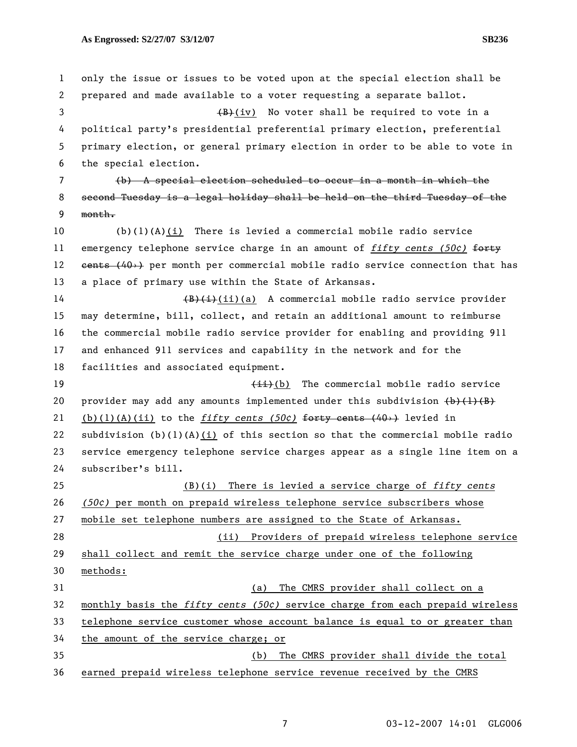only the issue or issues to be voted upon at the special election shall be prepared and made available to a voter requesting a separate ballot.

~~(B)~~(iv) No voter shall be required to vote in a political party's presidential preferential primary election, preferential primary election, or general primary election in order to be able to vote in the special election.

~~(b) A special election scheduled to occur in a month in which the second Tuesday is a legal holiday shall be held on the third Tuesday of the month.~~

(b)(1)(A)<u>(i)</u> There is levied a commercial mobile radio service emergency telephone service charge in an amount of <u>*fifty cents (50¢)*</u> ~~forty cents (40¢)~~ per month per commercial mobile radio service connection that has a place of primary use within the State of Arkansas.

~~(B)(i)~~<u>(ii)(a)</u> A commercial mobile radio service provider may determine, bill, collect, and retain an additional amount to reimburse the commercial mobile radio service provider for enabling and providing 911 and enhanced 911 services and capability in the network and for the facilities and associated equipment.

~~(ii)~~<u>(b)</u> The commercial mobile radio service provider may add any amounts implemented under this subdivision ~~(b)(1)(B)~~ <u>(b)(1)(A)(ii)</u> to the <u>*fifty cents (50¢)*</u> ~~forty cents (40¢)~~ levied in subdivision (b)(1)(A)<u>(i)</u> of this section so that the commercial mobile radio service emergency telephone service charges appear as a single line item on a subscriber's bill.

<u>(B)(i) There is levied a service charge of *fifty cents (50¢)* per month on prepaid wireless telephone service subscribers whose mobile set telephone numbers are assigned to the State of Arkansas.</u>

<u>(ii) Providers of prepaid wireless telephone service shall collect and remit the service charge under one of the following methods:</u>

<u>(a) The CMRS provider shall collect on a monthly basis the *fifty cents (50¢)* service charge from each prepaid wireless telephone service customer whose account balance is equal to or greater than the amount of the service charge; or</u>

<u>(b) The CMRS provider shall divide the total earned prepaid wireless telephone service revenue received by the CMRS</u>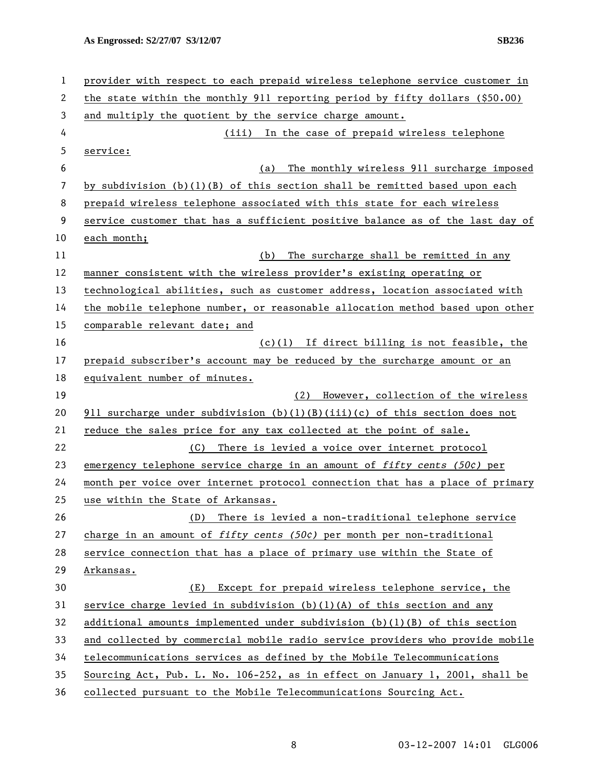provider with respect to each prepaid wireless telephone service customer in the state within the monthly 911 reporting period by fifty dollars ($50.00) and multiply the quotient by the service charge amount.

(iii) In the case of prepaid wireless telephone service:

(a) The monthly wireless 911 surcharge imposed by subdivision (b)(1)(B) of this section shall be remitted based upon each prepaid wireless telephone associated with this state for each wireless service customer that has a sufficient positive balance as of the last day of each month;

(b) The surcharge shall be remitted in any manner consistent with the wireless provider's existing operating or technological abilities, such as customer address, location associated with the mobile telephone number, or reasonable allocation method based upon other comparable relevant date; and

(c)(1) If direct billing is not feasible, the prepaid subscriber's account may be reduced by the surcharge amount or an equivalent number of minutes.

(2) However, collection of the wireless 911 surcharge under subdivision (b)(1)(B)(iii)(c) of this section does not reduce the sales price for any tax collected at the point of sale.

(C) There is levied a voice over internet protocol emergency telephone service charge in an amount of *fifty cents (50¢)* per month per voice over internet protocol connection that has a place of primary use within the State of Arkansas.

(D) There is levied a non-traditional telephone service charge in an amount of *fifty cents (50¢)* per month per non-traditional service connection that has a place of primary use within the State of Arkansas.

(E) Except for prepaid wireless telephone service, the service charge levied in subdivision (b)(1)(A) of this section and any additional amounts implemented under subdivision (b)(1)(B) of this section and collected by commercial mobile radio service providers who provide mobile telecommunications services as defined by the Mobile Telecommunications Sourcing Act, Pub. L. No. 106-252, as in effect on January 1, 2001, shall be collected pursuant to the Mobile Telecommunications Sourcing Act.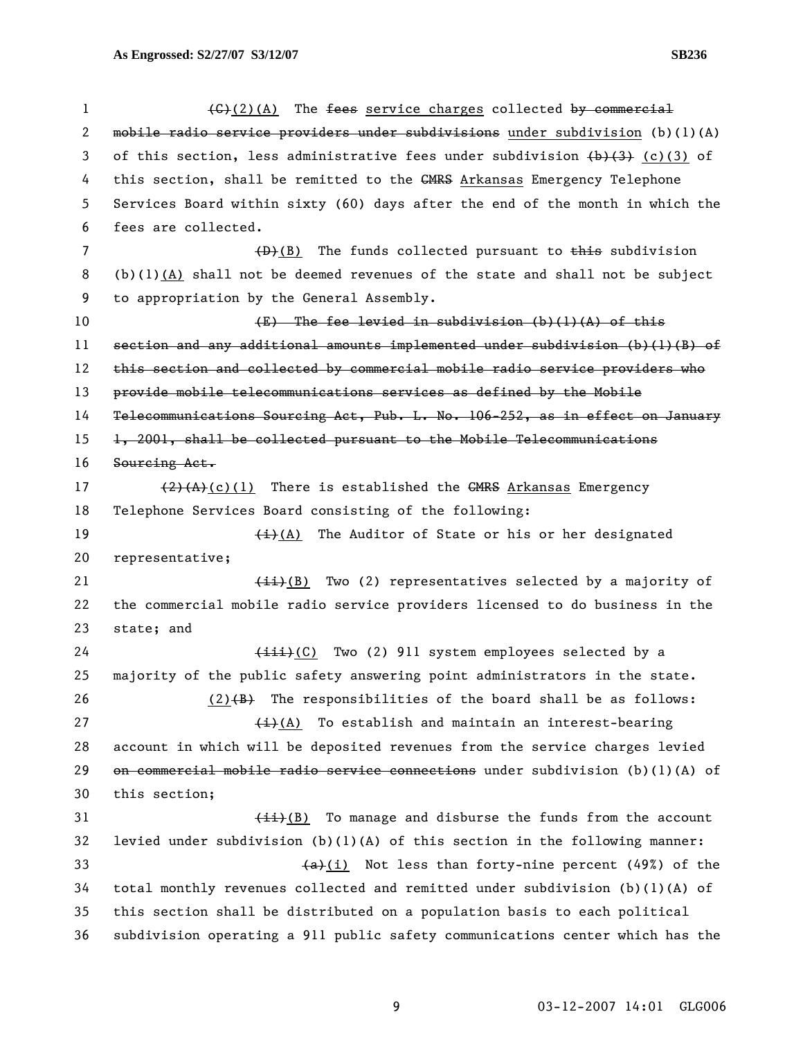(C)(2)(A) The fees service charges collected by commercial mobile radio service providers under subdivisions under subdivision (b)(1)(A) of this section, less administrative fees under subdivision (b)(3) (c)(3) of this section, shall be remitted to the CMRS Arkansas Emergency Telephone Services Board within sixty (60) days after the end of the month in which the fees are collected.

(D)(B) The funds collected pursuant to this subdivision (b)(1)(A) shall not be deemed revenues of the state and shall not be subject to appropriation by the General Assembly.

(E) The fee levied in subdivision (b)(1)(A) of this section and any additional amounts implemented under subdivision (b)(1)(B) of this section and collected by commercial mobile radio service providers who provide mobile telecommunications services as defined by the Mobile Telecommunications Sourcing Act, Pub. L. No. 106-252, as in effect on January 1, 2001, shall be collected pursuant to the Mobile Telecommunications Sourcing Act.

(2)(A)(c)(1) There is established the CMRS Arkansas Emergency Telephone Services Board consisting of the following:

(i)(A) The Auditor of State or his or her designated representative;

(ii)(B) Two (2) representatives selected by a majority of the commercial mobile radio service providers licensed to do business in the state; and

(iii)(C) Two (2) 911 system employees selected by a majority of the public safety answering point administrators in the state.

(2)(B) The responsibilities of the board shall be as follows:

(i)(A) To establish and maintain an interest-bearing account in which will be deposited revenues from the service charges levied on commercial mobile radio service connections under subdivision (b)(1)(A) of this section;

(ii)(B) To manage and disburse the funds from the account levied under subdivision (b)(1)(A) of this section in the following manner:

(a)(i) Not less than forty-nine percent (49%) of the total monthly revenues collected and remitted under subdivision (b)(1)(A) of this section shall be distributed on a population basis to each political subdivision operating a 911 public safety communications center which has the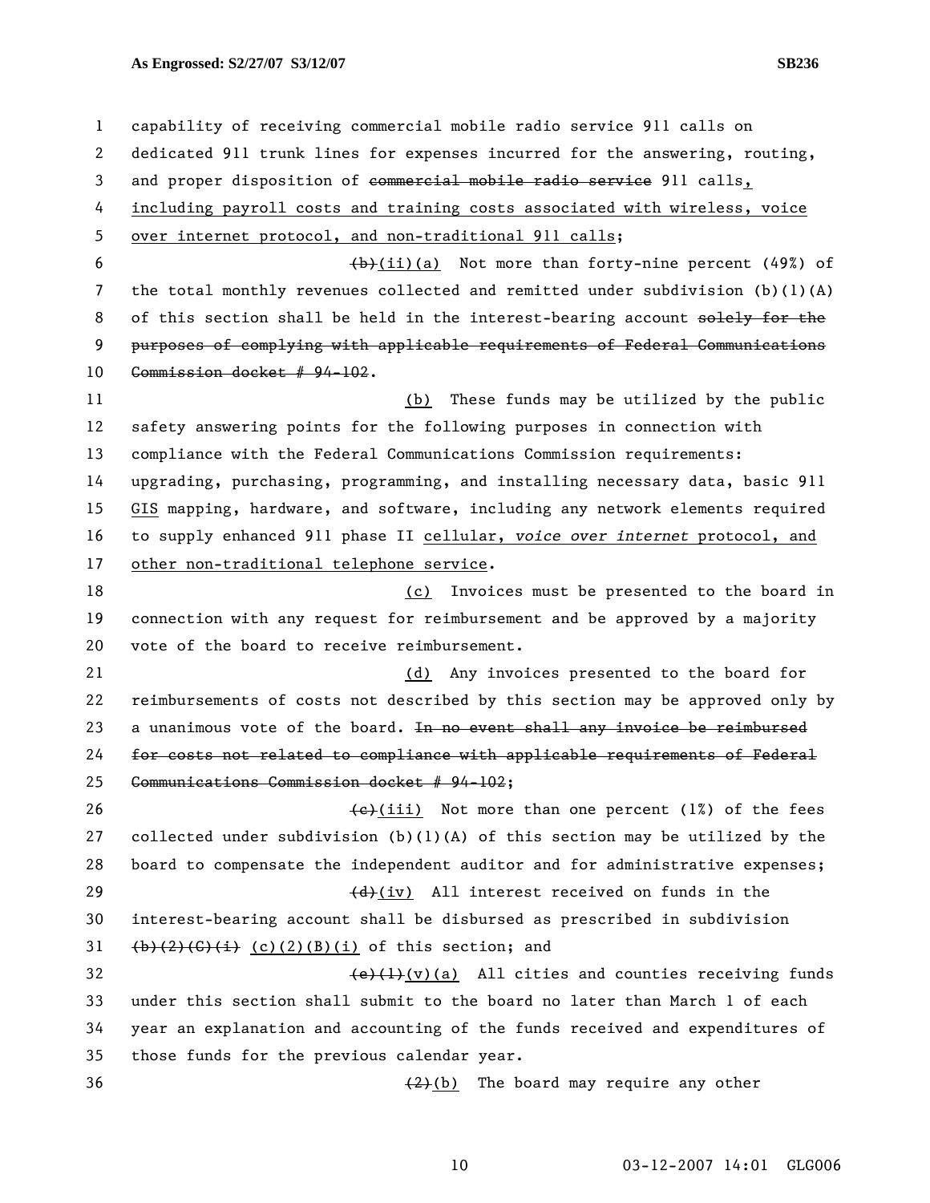capability of receiving commercial mobile radio service 911 calls on dedicated 911 trunk lines for expenses incurred for the answering, routing, and proper disposition of ~~commercial mobile radio service~~ 911 calls, including payroll costs and training costs associated with wireless, voice over internet protocol, and non-traditional 911 calls;

~~(b)~~(ii)(a) Not more than forty-nine percent (49%) of the total monthly revenues collected and remitted under subdivision (b)(1)(A) of this section shall be held in the interest-bearing account ~~solely for the purposes of complying with applicable requirements of Federal Communications Commission docket # 94-102~~.

(b) These funds may be utilized by the public safety answering points for the following purposes in connection with compliance with the Federal Communications Commission requirements: upgrading, purchasing, programming, and installing necessary data, basic 911 GIS mapping, hardware, and software, including any network elements required to supply enhanced 911 phase II cellular, *voice over internet* protocol, and other non-traditional telephone service.

(c) Invoices must be presented to the board in connection with any request for reimbursement and be approved by a majority vote of the board to receive reimbursement.

(d) Any invoices presented to the board for reimbursements of costs not described by this section may be approved only by a unanimous vote of the board. ~~In no event shall any invoice be reimbursed for costs not related to compliance with applicable requirements of Federal Communications Commission docket # 94-102~~;

~~(c)~~(iii) Not more than one percent (1%) of the fees collected under subdivision (b)(1)(A) of this section may be utilized by the board to compensate the independent auditor and for administrative expenses;

~~(d)~~(iv) All interest received on funds in the interest-bearing account shall be disbursed as prescribed in subdivision ~~(b)(2)(C)(i)~~ (c)(2)(B)(i) of this section; and

~~(e)(1)~~(v)(a) All cities and counties receiving funds under this section shall submit to the board no later than March 1 of each year an explanation and accounting of the funds received and expenditures of those funds for the previous calendar year.

~~(2)~~(b) The board may require any other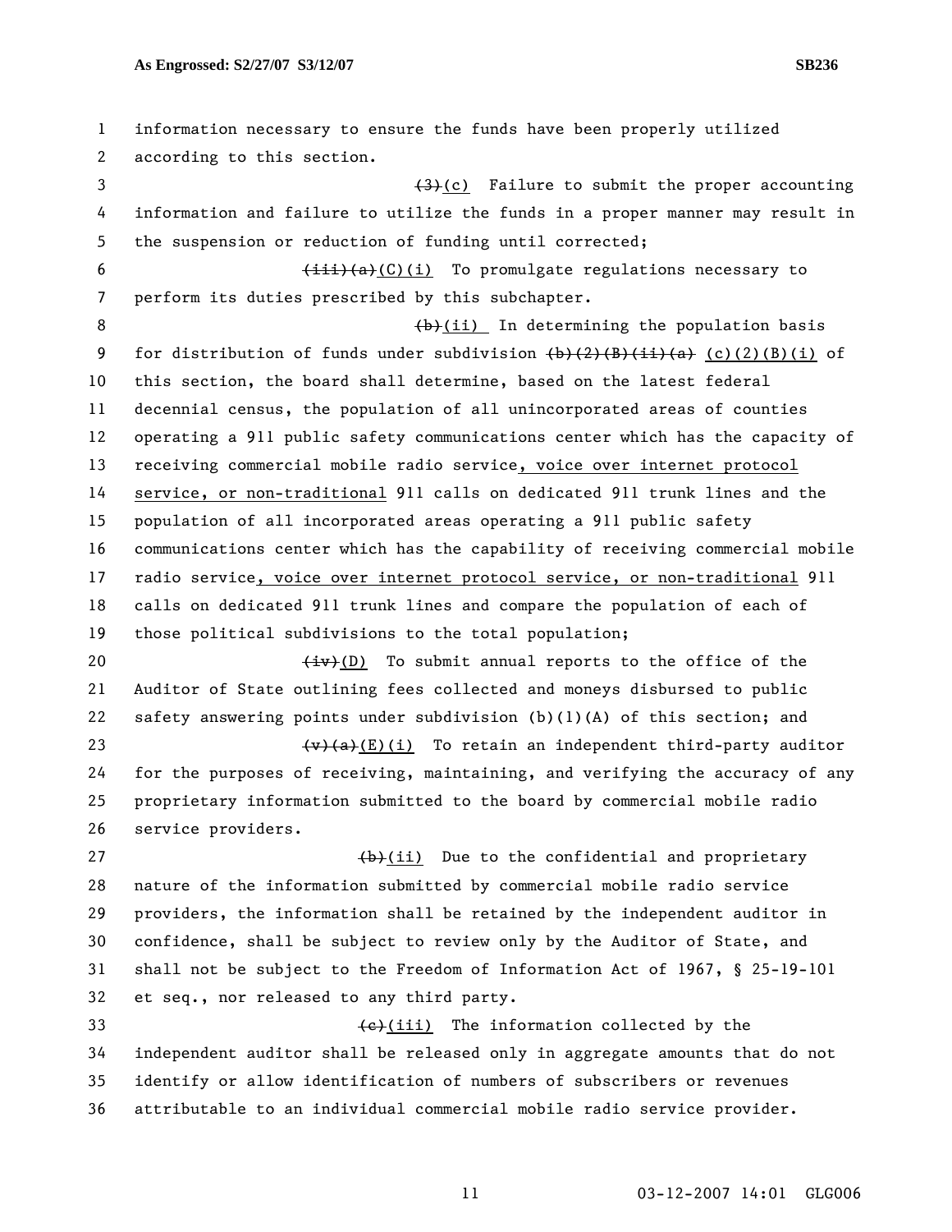information necessary to ensure the funds have been properly utilized according to this section.

~~(3)~~(c) Failure to submit the proper accounting information and failure to utilize the funds in a proper manner may result in the suspension or reduction of funding until corrected;

~~(iii)(a)~~(C)(i) To promulgate regulations necessary to perform its duties prescribed by this subchapter.

~~(b)~~(ii) In determining the population basis for distribution of funds under subdivision ~~(b)(2)(B)(ii)(a)~~ (c)(2)(B)(i) of this section, the board shall determine, based on the latest federal decennial census, the population of all unincorporated areas of counties operating a 911 public safety communications center which has the capacity of receiving commercial mobile radio service, voice over internet protocol service, or non-traditional 911 calls on dedicated 911 trunk lines and the population of all incorporated areas operating a 911 public safety communications center which has the capability of receiving commercial mobile radio service, voice over internet protocol service, or non-traditional 911 calls on dedicated 911 trunk lines and compare the population of each of those political subdivisions to the total population;

~~(iv)~~(D) To submit annual reports to the office of the Auditor of State outlining fees collected and moneys disbursed to public safety answering points under subdivision (b)(1)(A) of this section; and

~~(v)(a)~~(E)(i) To retain an independent third-party auditor for the purposes of receiving, maintaining, and verifying the accuracy of any proprietary information submitted to the board by commercial mobile radio service providers.

~~(b)~~(ii) Due to the confidential and proprietary nature of the information submitted by commercial mobile radio service providers, the information shall be retained by the independent auditor in confidence, shall be subject to review only by the Auditor of State, and shall not be subject to the Freedom of Information Act of 1967, § 25-19-101 et seq., nor released to any third party.

~~(c)~~(iii) The information collected by the independent auditor shall be released only in aggregate amounts that do not identify or allow identification of numbers of subscribers or revenues attributable to an individual commercial mobile radio service provider.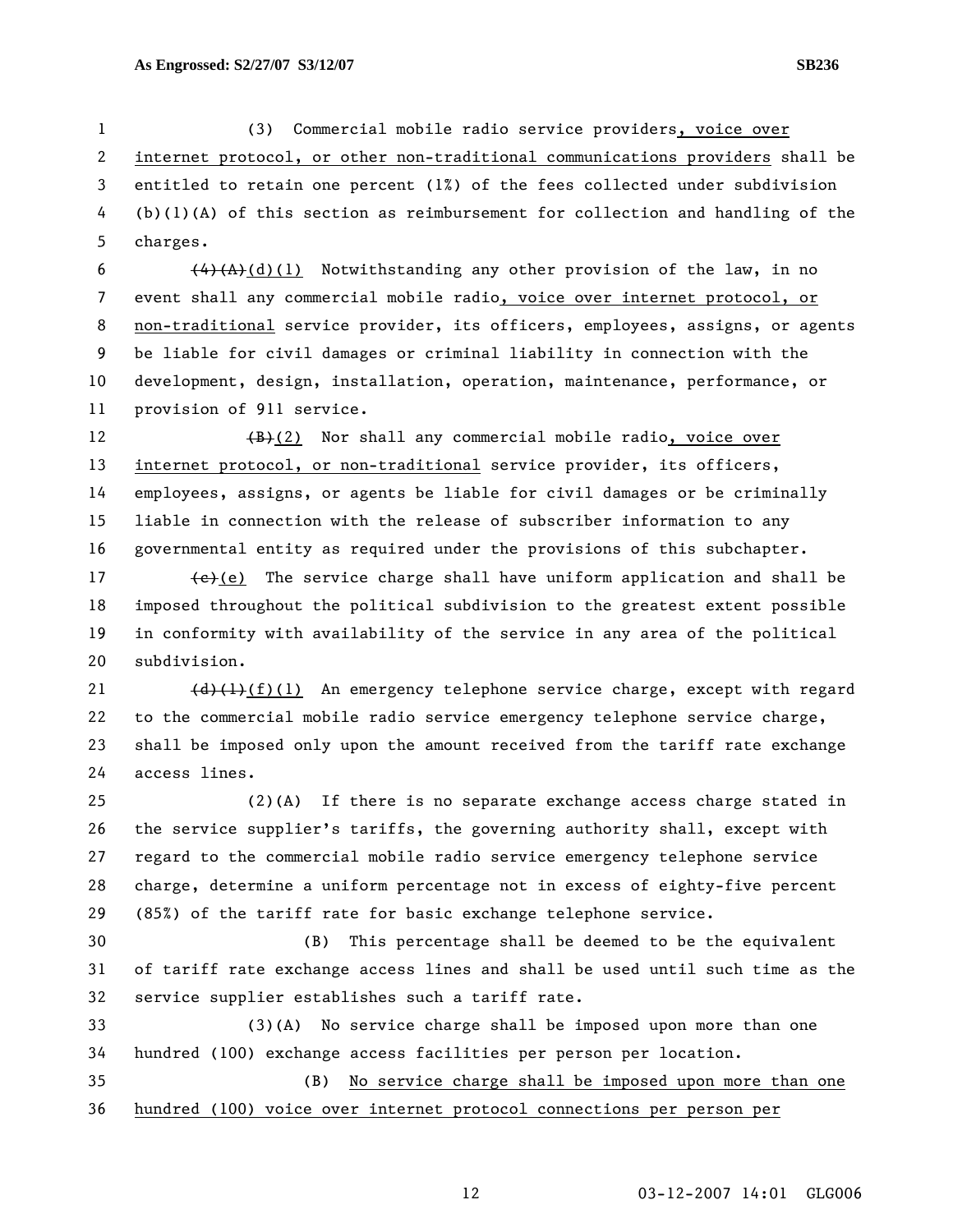(3) Commercial mobile radio service providers, voice over internet protocol, or other non-traditional communications providers shall be entitled to retain one percent (1%) of the fees collected under subdivision (b)(1)(A) of this section as reimbursement for collection and handling of the charges.

~~(4)(A)~~(d)(1) Notwithstanding any other provision of the law, in no event shall any commercial mobile radio, voice over internet protocol, or non-traditional service provider, its officers, employees, assigns, or agents be liable for civil damages or criminal liability in connection with the development, design, installation, operation, maintenance, performance, or provision of 911 service.

~~(B)~~(2) Nor shall any commercial mobile radio, voice over internet protocol, or non-traditional service provider, its officers, employees, assigns, or agents be liable for civil damages or be criminally liable in connection with the release of subscriber information to any governmental entity as required under the provisions of this subchapter.

~~(c)~~(e) The service charge shall have uniform application and shall be imposed throughout the political subdivision to the greatest extent possible in conformity with availability of the service in any area of the political subdivision.

~~(d)(1)~~(f)(1) An emergency telephone service charge, except with regard to the commercial mobile radio service emergency telephone service charge, shall be imposed only upon the amount received from the tariff rate exchange access lines.

(2)(A) If there is no separate exchange access charge stated in the service supplier's tariffs, the governing authority shall, except with regard to the commercial mobile radio service emergency telephone service charge, determine a uniform percentage not in excess of eighty-five percent (85%) of the tariff rate for basic exchange telephone service.

(B) This percentage shall be deemed to be the equivalent of tariff rate exchange access lines and shall be used until such time as the service supplier establishes such a tariff rate.

(3)(A) No service charge shall be imposed upon more than one hundred (100) exchange access facilities per person per location.

(B) No service charge shall be imposed upon more than one hundred (100) voice over internet protocol connections per person per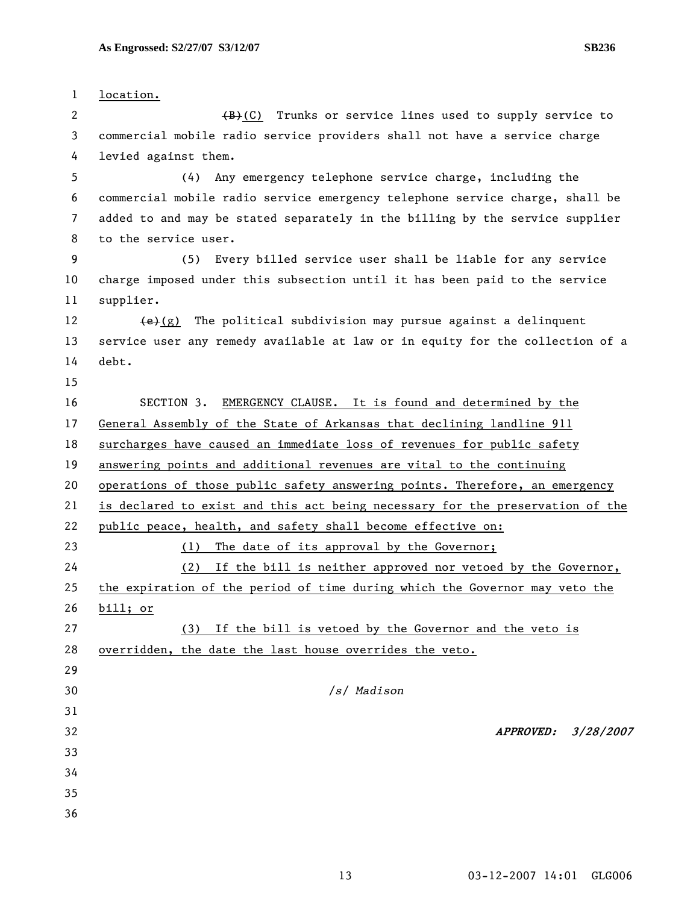location.

~~(B)~~(C) Trunks or service lines used to supply service to commercial mobile radio service providers shall not have a service charge levied against them.

(4) Any emergency telephone service charge, including the commercial mobile radio service emergency telephone service charge, shall be added to and may be stated separately in the billing by the service supplier to the service user.

(5) Every billed service user shall be liable for any service charge imposed under this subsection until it has been paid to the service supplier.

~~(e)~~(g) The political subdivision may pursue against a delinquent service user any remedy available at law or in equity for the collection of a debt.

SECTION 3. EMERGENCY CLAUSE. It is found and determined by the General Assembly of the State of Arkansas that declining landline 911 surcharges have caused an immediate loss of revenues for public safety answering points and additional revenues are vital to the continuing operations of those public safety answering points. Therefore, an emergency is declared to exist and this act being necessary for the preservation of the public peace, health, and safety shall become effective on:

(1) The date of its approval by the Governor;

(2) If the bill is neither approved nor vetoed by the Governor, the expiration of the period of time during which the Governor may veto the bill; or

(3) If the bill is vetoed by the Governor and the veto is overridden, the date the last house overrides the veto.

*/s/ Madison*

***APPROVED: 3/28/2007***